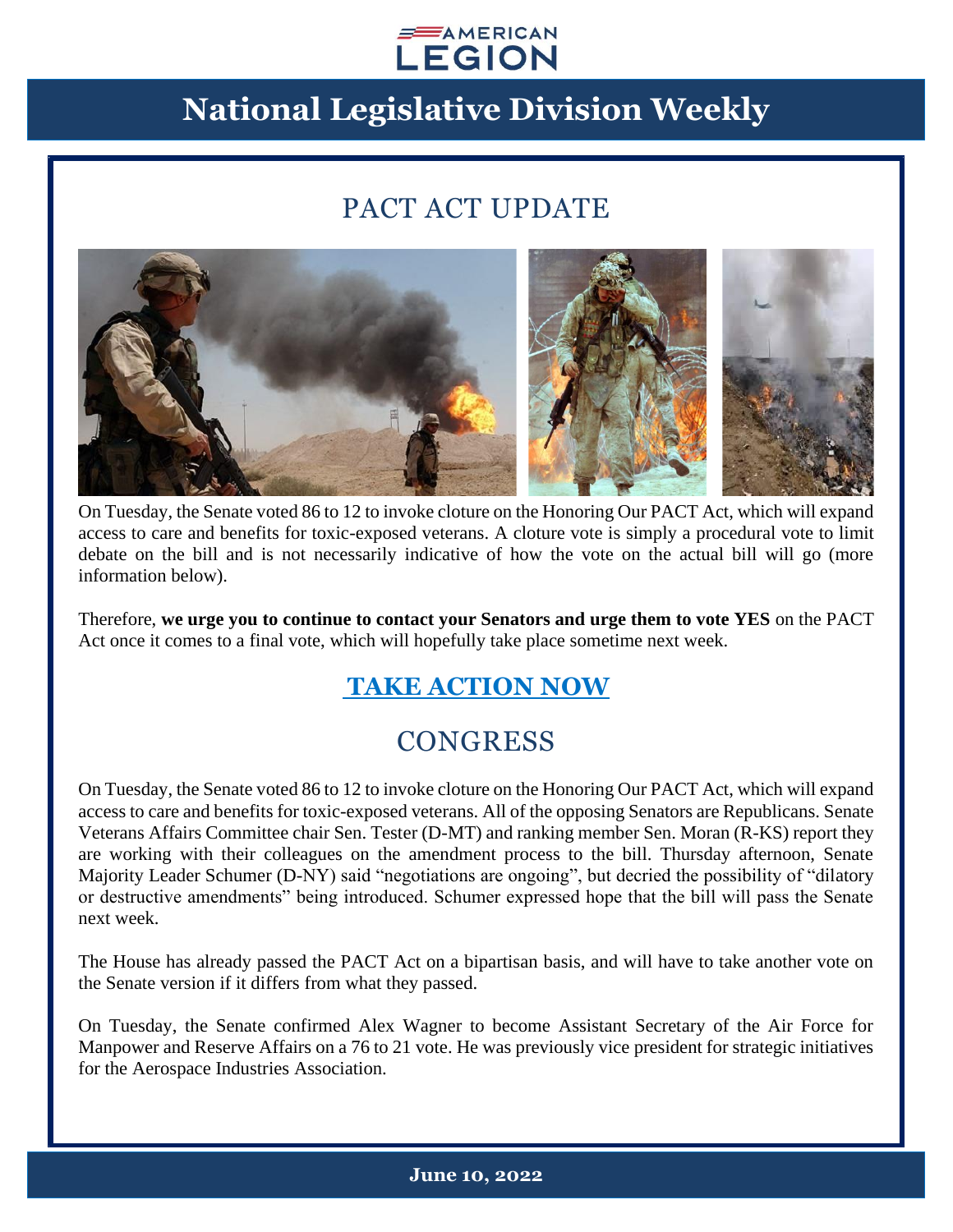AMERICAN LEGION

# National Legislative Division Weekly

## PACT ACT UPDATE

On Tuesday, the Senate voted 86 to 12 to invoke cloture on the Honoring Our PACT Act, which will expand access to care and benefits for toxic-exposed veterans. A cloture vote is simply a procedural vote to limit debate on the bill and is not necessarily indicative of how the vote on the actual bill will go (more information below).

Therefore, **we urge you to continue to contact your Senators and urge them to vote YES** on the PACT Act once it comes to a final vote, which will hopefully take place sometime next week.

### TAKE ACTION NOW

## CONGRESS

On Tuesday, the Senate voted 86 to 12 to invoke cloture on the Honoring Our PACT Act, which will expand access to care and benefits for toxic-exposed veterans. All of the opposing Senators are Republicans. Senate Veterans Affairs Committee chair Sen. Tester (D-MT) and ranking member Sen. Moran (R-KS) report they are working with their colleagues on the amendment process to the bill. Thursday afternoon, Senate Majority Leader Schumer (D-NY) said "negotiations are ongoing", but decried the possibility of "dilatory or destructive amendments" being introduced. Schumer expressed hope that the bill will pass the Senate next week.

The House has already passed the PACT Act on a bipartisan basis, and will have to take another vote on the Senate version if it differs from what they passed.

On Tuesday, the Senate confirmed Alex Wagner to become Assistant Secretary of the Air Force for Manpower and Reserve Affairs on a 76 to 21 vote. He was previously vice president for strategic initiatives for the Aerospace Industries Association.

June 10, 2022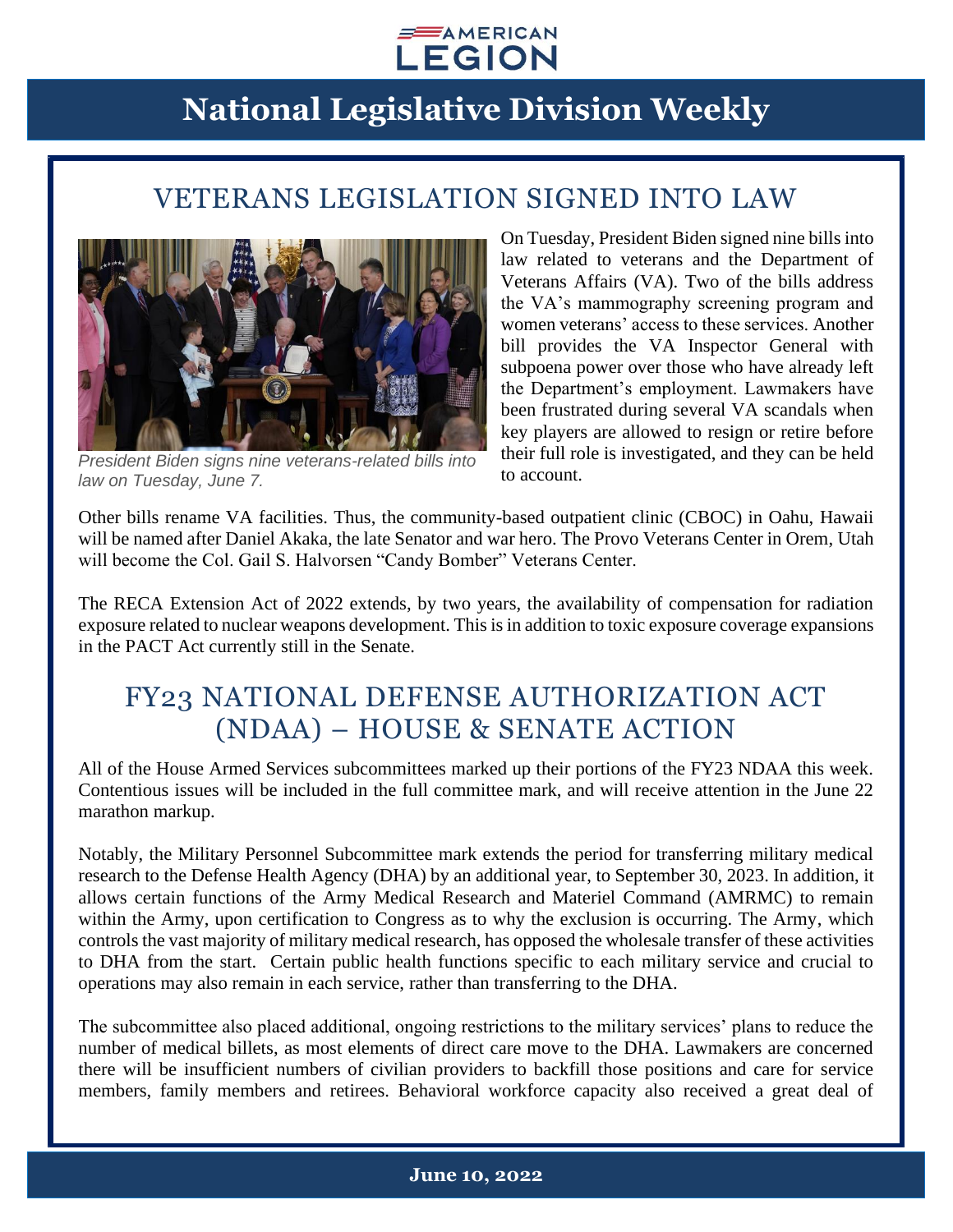## VETERANS LEGISLATION SIGNED INTO LAW

*President Biden signs nine veterans-related bills into law on Tuesday, June 7.*

On Tuesday, President Biden signed nine bills into law related to veterans and the Department of Veterans Affairs (VA). Two of the bills address the VA's mammography screening program and women veterans' access to these services. Another bill provides the VA Inspector General with subpoena power over those who have already left the Department's employment. Lawmakers have been frustrated during several VA scandals when key players are allowed to resign or retire before their full role is investigated, and they can be held to account.

Other bills rename VA facilities. Thus, the community-based outpatient clinic (CBOC) in Oahu, Hawaii will be named after Daniel Akaka, the late Senator and war hero. The Provo Veterans Center in Orem, Utah will become the Col. Gail S. Halvorsen "Candy Bomber" Veterans Center.

The RECA Extension Act of 2022 extends, by two years, the availability of compensation for radiation exposure related to nuclear weapons development. This is in addition to toxic exposure coverage expansions in the PACT Act currently still in the Senate.

## FY23 NATIONAL DEFENSE AUTHORIZATION ACT (NDAA) – HOUSE & SENATE ACTION

All of the House Armed Services subcommittees marked up their portions of the FY23 NDAA this week. Contentious issues will be included in the full committee mark, and will receive attention in the June 22 marathon markup.

Notably, the Military Personnel Subcommittee mark extends the period for transferring military medical research to the Defense Health Agency (DHA) by an additional year, to September 30, 2023. In addition, it allows certain functions of the Army Medical Research and Materiel Command (AMRMC) to remain within the Army, upon certification to Congress as to why the exclusion is occurring. The Army, which controls the vast majority of military medical research, has opposed the wholesale transfer of these activities to DHA from the start. Certain public health functions specific to each military service and crucial to operations may also remain in each service, rather than transferring to the DHA.

The subcommittee also placed additional, ongoing restrictions to the military services' plans to reduce the number of medical billets, as most elements of direct care move to the DHA. Lawmakers are concerned there will be insufficient numbers of civilian providers to backfill those positions and care for service members, family members and retirees. Behavioral workforce capacity also received a great deal of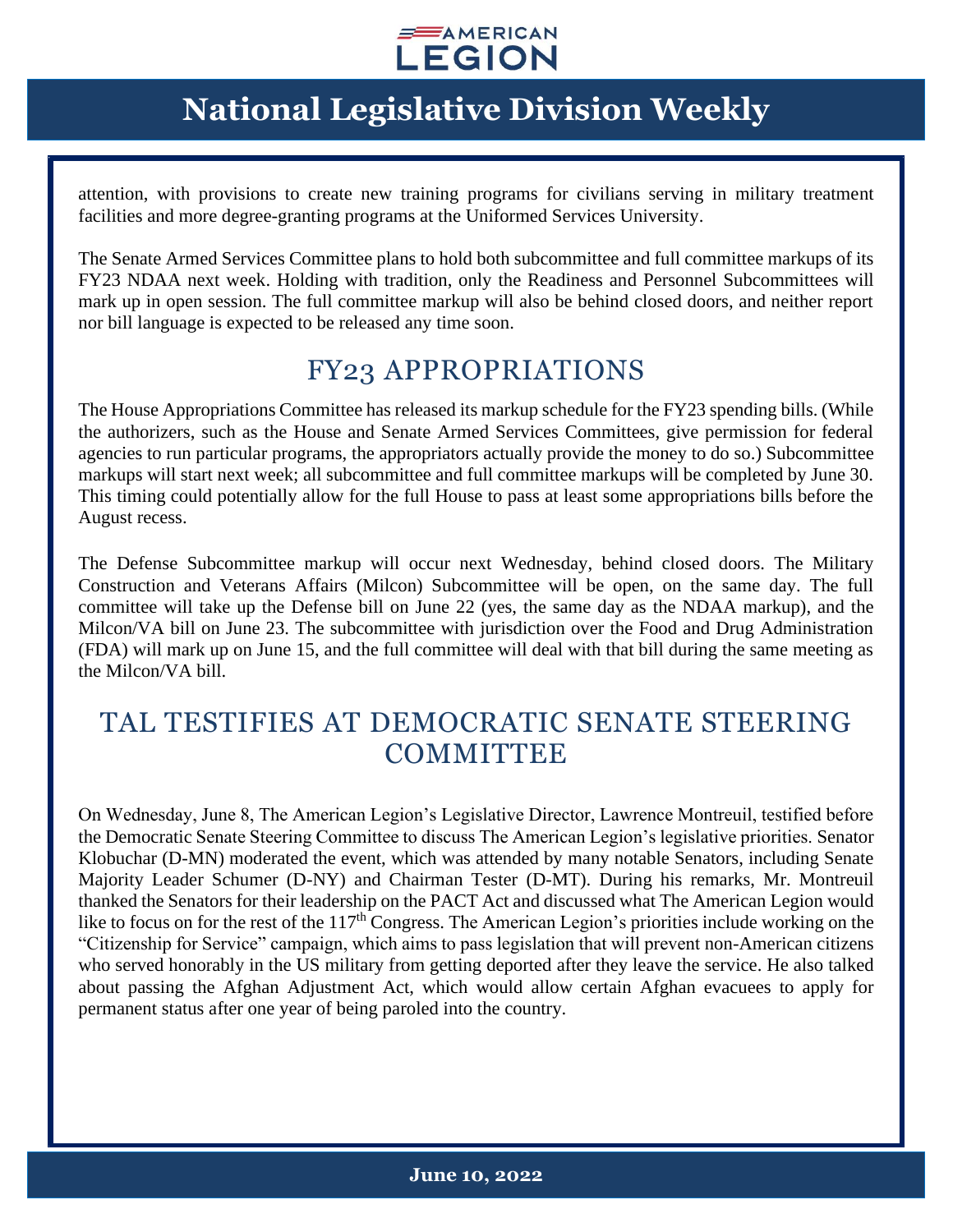attention, with provisions to create new training programs for civilians serving in military treatment facilities and more degree-granting programs at the Uniformed Services University.

The Senate Armed Services Committee plans to hold both subcommittee and full committee markups of its FY23 NDAA next week. Holding with tradition, only the Readiness and Personnel Subcommittees will mark up in open session. The full committee markup will also be behind closed doors, and neither report nor bill language is expected to be released any time soon.

## FY23 APPROPRIATIONS

The House Appropriations Committee has released its markup schedule for the FY23 spending bills. (While the authorizers, such as the House and Senate Armed Services Committees, give permission for federal agencies to run particular programs, the appropriators actually provide the money to do so.) Subcommittee markups will start next week; all subcommittee and full committee markups will be completed by June 30. This timing could potentially allow for the full House to pass at least some appropriations bills before the August recess.

The Defense Subcommittee markup will occur next Wednesday, behind closed doors. The Military Construction and Veterans Affairs (Milcon) Subcommittee will be open, on the same day. The full committee will take up the Defense bill on June 22 (yes, the same day as the NDAA markup), and the Milcon/VA bill on June 23. The subcommittee with jurisdiction over the Food and Drug Administration (FDA) will mark up on June 15, and the full committee will deal with that bill during the same meeting as the Milcon/VA bill.

## TAL TESTIFIES AT DEMOCRATIC SENATE STEERING COMMITTEE

On Wednesday, June 8, The American Legion's Legislative Director, Lawrence Montreuil, testified before the Democratic Senate Steering Committee to discuss The American Legion's legislative priorities. Senator Klobuchar (D-MN) moderated the event, which was attended by many notable Senators, including Senate Majority Leader Schumer (D-NY) and Chairman Tester (D-MT). During his remarks, Mr. Montreuil thanked the Senators for their leadership on the PACT Act and discussed what The American Legion would like to focus on for the rest of the 117th Congress. The American Legion's priorities include working on the "Citizenship for Service" campaign, which aims to pass legislation that will prevent non-American citizens who served honorably in the US military from getting deported after they leave the service. He also talked about passing the Afghan Adjustment Act, which would allow certain Afghan evacuees to apply for permanent status after one year of being paroled into the country.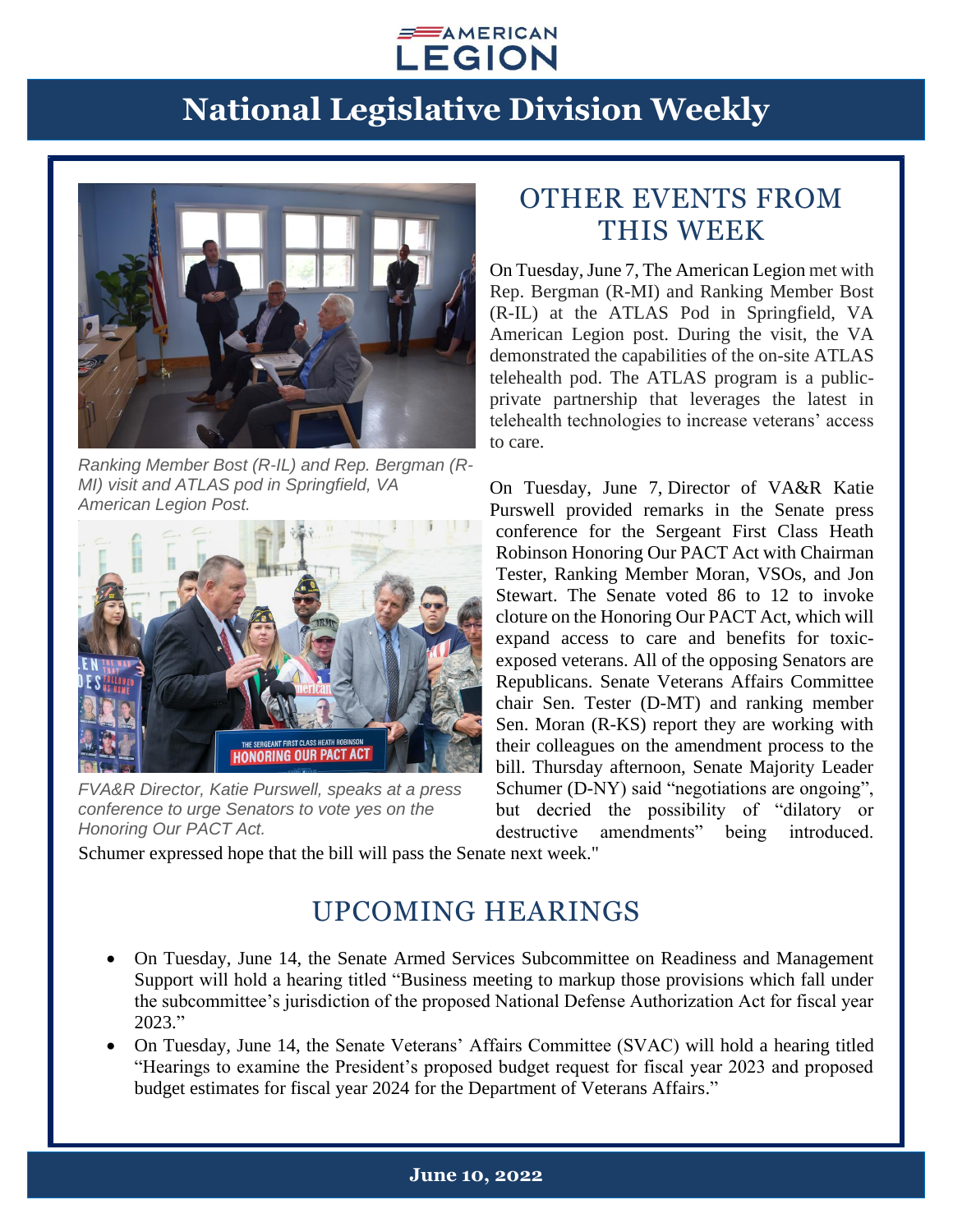Ranking Member Bost (R-IL) and Rep. Bergman (R-MI) visit and ATLAS pod in Springfield, VA American Legion Post.

FVA&R Director, Katie Purswell, speaks at a press conference to urge Senators to vote yes on the Honoring Our PACT Act.

## OTHER EVENTS FROM THIS WEEK

On Tuesday, June 7, The American Legion met with Rep. Bergman (R-MI) and Ranking Member Bost (R-IL) at the ATLAS Pod in Springfield, VA American Legion post. During the visit, the VA demonstrated the capabilities of the on-site ATLAS telehealth pod. The ATLAS program is a public-private partnership that leverages the latest in telehealth technologies to increase veterans' access to care.

On Tuesday, June 7, Director of VA&R Katie Purswell provided remarks in the Senate press conference for the Sergeant First Class Heath Robinson Honoring Our PACT Act with Chairman Tester, Ranking Member Moran, VSOs, and Jon Stewart. The Senate voted 86 to 12 to invoke cloture on the Honoring Our PACT Act, which will expand access to care and benefits for toxic-exposed veterans. All of the opposing Senators are Republicans. Senate Veterans Affairs Committee chair Sen. Tester (D-MT) and ranking member Sen. Moran (R-KS) report they are working with their colleagues on the amendment process to the bill. Thursday afternoon, Senate Majority Leader Schumer (D-NY) said "negotiations are ongoing", but decried the possibility of "dilatory or destructive amendments" being introduced. Schumer expressed hope that the bill will pass the Senate next week."

## UPCOMING HEARINGS

- On Tuesday, June 14, the Senate Armed Services Subcommittee on Readiness and Management Support will hold a hearing titled "Business meeting to markup those provisions which fall under the subcommittee's jurisdiction of the proposed National Defense Authorization Act for fiscal year 2023."
- On Tuesday, June 14, the Senate Veterans' Affairs Committee (SVAC) will hold a hearing titled "Hearings to examine the President's proposed budget request for fiscal year 2023 and proposed budget estimates for fiscal year 2024 for the Department of Veterans Affairs."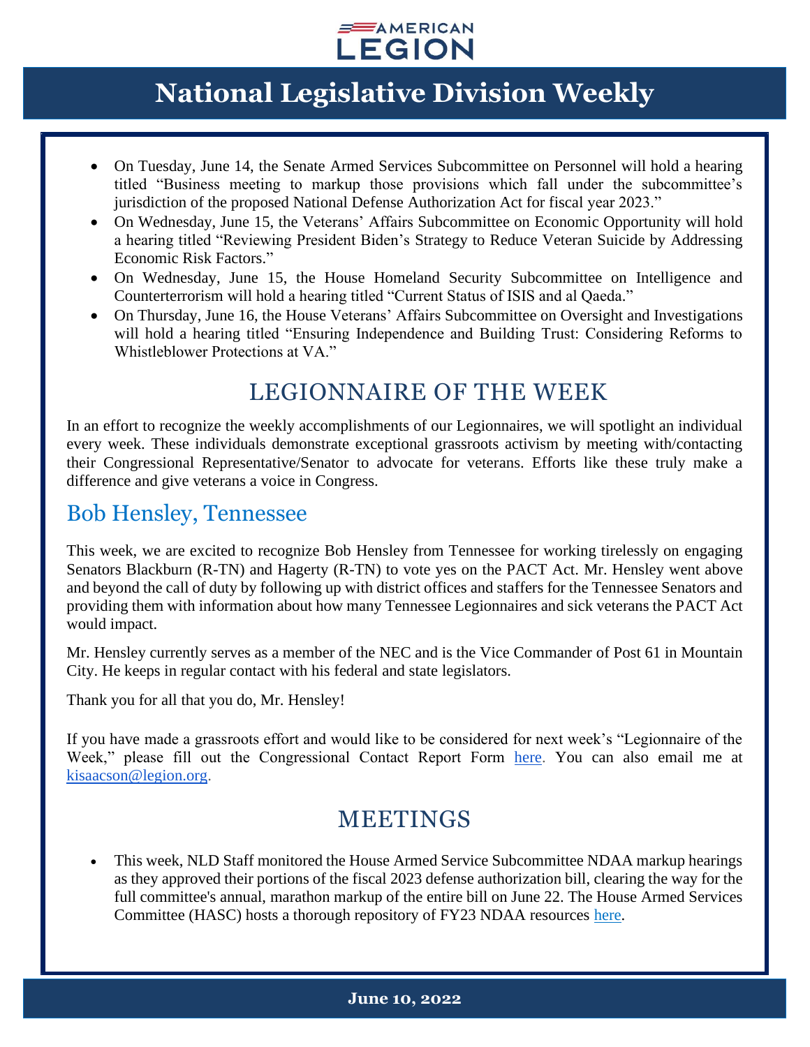- On Tuesday, June 14, the Senate Armed Services Subcommittee on Personnel will hold a hearing titled "Business meeting to markup those provisions which fall under the subcommittee's jurisdiction of the proposed National Defense Authorization Act for fiscal year 2023."
- On Wednesday, June 15, the Veterans' Affairs Subcommittee on Economic Opportunity will hold a hearing titled "Reviewing President Biden's Strategy to Reduce Veteran Suicide by Addressing Economic Risk Factors."
- On Wednesday, June 15, the House Homeland Security Subcommittee on Intelligence and Counterterrorism will hold a hearing titled "Current Status of ISIS and al Qaeda."
- On Thursday, June 16, the House Veterans' Affairs Subcommittee on Oversight and Investigations will hold a hearing titled "Ensuring Independence and Building Trust: Considering Reforms to Whistleblower Protections at VA."

## LEGIONNAIRE OF THE WEEK

In an effort to recognize the weekly accomplishments of our Legionnaires, we will spotlight an individual every week. These individuals demonstrate exceptional grassroots activism by meeting with/contacting their Congressional Representative/Senator to advocate for veterans. Efforts like these truly make a difference and give veterans a voice in Congress.

### Bob Hensley, Tennessee

This week, we are excited to recognize Bob Hensley from Tennessee for working tirelessly on engaging Senators Blackburn (R-TN) and Hagerty (R-TN) to vote yes on the PACT Act. Mr. Hensley went above and beyond the call of duty by following up with district offices and staffers for the Tennessee Senators and providing them with information about how many Tennessee Legionnaires and sick veterans the PACT Act would impact.

Mr. Hensley currently serves as a member of the NEC and is the Vice Commander of Post 61 in Mountain City. He keeps in regular contact with his federal and state legislators.

Thank you for all that you do, Mr. Hensley!

If you have made a grassroots effort and would like to be considered for next week's "Legionnaire of the Week," please fill out the Congressional Contact Report Form here. You can also email me at kisaacson@legion.org.

## MEETINGS

- This week, NLD Staff monitored the House Armed Service Subcommittee NDAA markup hearings as they approved their portions of the fiscal 2023 defense authorization bill, clearing the way for the full committee's annual, marathon markup of the entire bill on June 22. The House Armed Services Committee (HASC) hosts a thorough repository of FY23 NDAA resources here.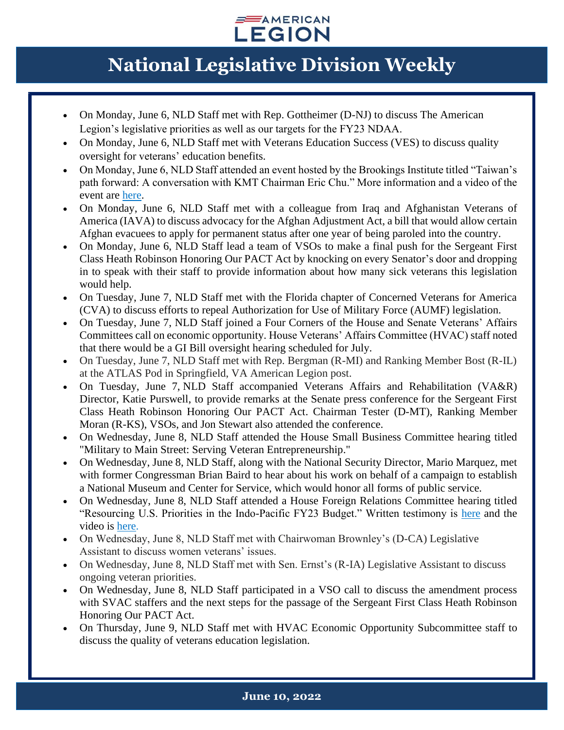# National Legislative Division Weekly

- On Monday, June 6, NLD Staff met with Rep. Gottheimer (D-NJ) to discuss The American Legion's legislative priorities as well as our targets for the FY23 NDAA.
- On Monday, June 6, NLD Staff met with Veterans Education Success (VES) to discuss quality oversight for veterans' education benefits.
- On Monday, June 6, NLD Staff attended an event hosted by the Brookings Institute titled "Taiwan's path forward: A conversation with KMT Chairman Eric Chu." More information and a video of the event are here.
- On Monday, June 6, NLD Staff met with a colleague from Iraq and Afghanistan Veterans of America (IAVA) to discuss advocacy for the Afghan Adjustment Act, a bill that would allow certain Afghan evacuees to apply for permanent status after one year of being paroled into the country.
- On Monday, June 6, NLD Staff lead a team of VSOs to make a final push for the Sergeant First Class Heath Robinson Honoring Our PACT Act by knocking on every Senator's door and dropping in to speak with their staff to provide information about how many sick veterans this legislation would help.
- On Tuesday, June 7, NLD Staff met with the Florida chapter of Concerned Veterans for America (CVA) to discuss efforts to repeal Authorization for Use of Military Force (AUMF) legislation.
- On Tuesday, June 7, NLD Staff joined a Four Corners of the House and Senate Veterans' Affairs Committees call on economic opportunity. House Veterans' Affairs Committee (HVAC) staff noted that there would be a GI Bill oversight hearing scheduled for July.
- On Tuesday, June 7, NLD Staff met with Rep. Bergman (R-MI) and Ranking Member Bost (R-IL) at the ATLAS Pod in Springfield, VA American Legion post.
- On Tuesday, June 7, NLD Staff accompanied Veterans Affairs and Rehabilitation (VA&R) Director, Katie Purswell, to provide remarks at the Senate press conference for the Sergeant First Class Heath Robinson Honoring Our PACT Act. Chairman Tester (D-MT), Ranking Member Moran (R-KS), VSOs, and Jon Stewart also attended the conference.
- On Wednesday, June 8, NLD Staff attended the House Small Business Committee hearing titled "Military to Main Street: Serving Veteran Entrepreneurship."
- On Wednesday, June 8, NLD Staff, along with the National Security Director, Mario Marquez, met with former Congressman Brian Baird to hear about his work on behalf of a campaign to establish a National Museum and Center for Service, which would honor all forms of public service.
- On Wednesday, June 8, NLD Staff attended a House Foreign Relations Committee hearing titled "Resourcing U.S. Priorities in the Indo-Pacific FY23 Budget." Written testimony is here and the video is here.
- On Wednesday, June 8, NLD Staff met with Chairwoman Brownley's (D-CA) Legislative Assistant to discuss women veterans' issues.
- On Wednesday, June 8, NLD Staff met with Sen. Ernst's (R-IA) Legislative Assistant to discuss ongoing veteran priorities.
- On Wednesday, June 8, NLD Staff participated in a VSO call to discuss the amendment process with SVAC staffers and the next steps for the passage of the Sergeant First Class Heath Robinson Honoring Our PACT Act.
- On Thursday, June 9, NLD Staff met with HVAC Economic Opportunity Subcommittee staff to discuss the quality of veterans education legislation.

**June 10, 2022**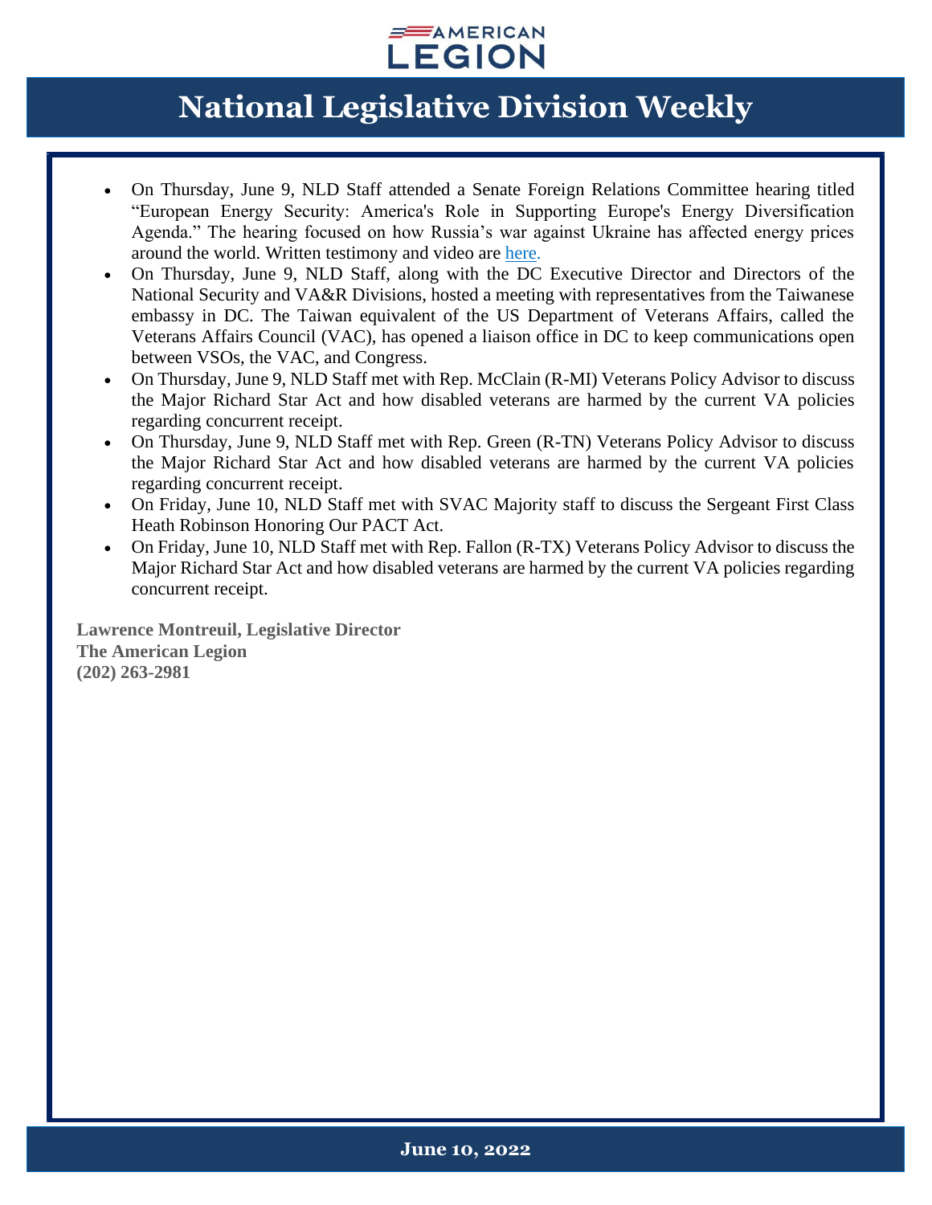- On Thursday, June 9, NLD Staff attended a Senate Foreign Relations Committee hearing titled "European Energy Security: America's Role in Supporting Europe's Energy Diversification Agenda." The hearing focused on how Russia's war against Ukraine has affected energy prices around the world. Written testimony and video are here.
- On Thursday, June 9, NLD Staff, along with the DC Executive Director and Directors of the National Security and VA&R Divisions, hosted a meeting with representatives from the Taiwanese embassy in DC. The Taiwan equivalent of the US Department of Veterans Affairs, called the Veterans Affairs Council (VAC), has opened a liaison office in DC to keep communications open between VSOs, the VAC, and Congress.
- On Thursday, June 9, NLD Staff met with Rep. McClain (R-MI) Veterans Policy Advisor to discuss the Major Richard Star Act and how disabled veterans are harmed by the current VA policies regarding concurrent receipt.
- On Thursday, June 9, NLD Staff met with Rep. Green (R-TN) Veterans Policy Advisor to discuss the Major Richard Star Act and how disabled veterans are harmed by the current VA policies regarding concurrent receipt.
- On Friday, June 10, NLD Staff met with SVAC Majority staff to discuss the Sergeant First Class Heath Robinson Honoring Our PACT Act.
- On Friday, June 10, NLD Staff met with Rep. Fallon (R-TX) Veterans Policy Advisor to discuss the Major Richard Star Act and how disabled veterans are harmed by the current VA policies regarding concurrent receipt.

**Lawrence Montreuil, Legislative Director**
**The American Legion**
**(202) 263-2981**